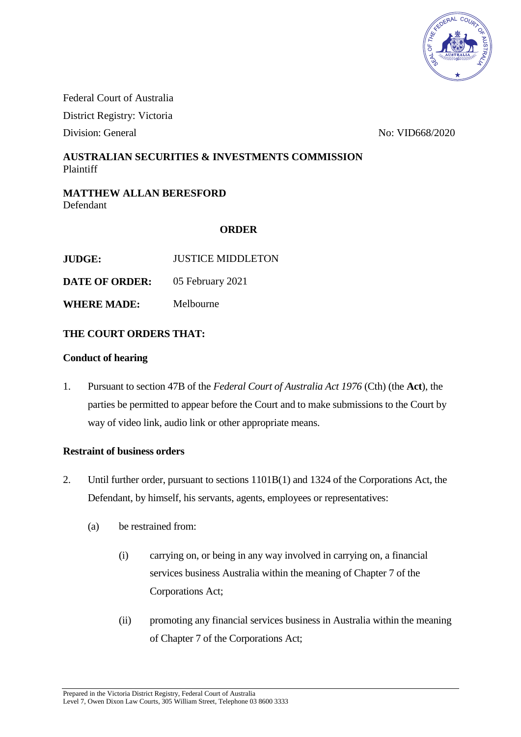Federal Court of Australia

District Registry: Victoria

Division: General

No: VID668/2020

**AUSTRALIAN SECURITIES & INVESTMENTS COMMISSION**
Plaintiff

**MATTHEW ALLAN BERESFORD**
Defendant

**ORDER**

**JUDGE:** JUSTICE MIDDLETON

**DATE OF ORDER:** 05 February 2021

**WHERE MADE:** Melbourne

**THE COURT ORDERS THAT:**

**Conduct of hearing**

1. Pursuant to section 47B of the *Federal Court of Australia Act 1976* (Cth) (the **Act**), the parties be permitted to appear before the Court and to make submissions to the Court by way of video link, audio link or other appropriate means.

**Restraint of business orders**

2. Until further order, pursuant to sections 1101B(1) and 1324 of the Corporations Act, the Defendant, by himself, his servants, agents, employees or representatives:

   (a) be restrained from:

      (i) carrying on, or being in any way involved in carrying on, a financial services business Australia within the meaning of Chapter 7 of the Corporations Act;

      (ii) promoting any financial services business in Australia within the meaning of Chapter 7 of the Corporations Act;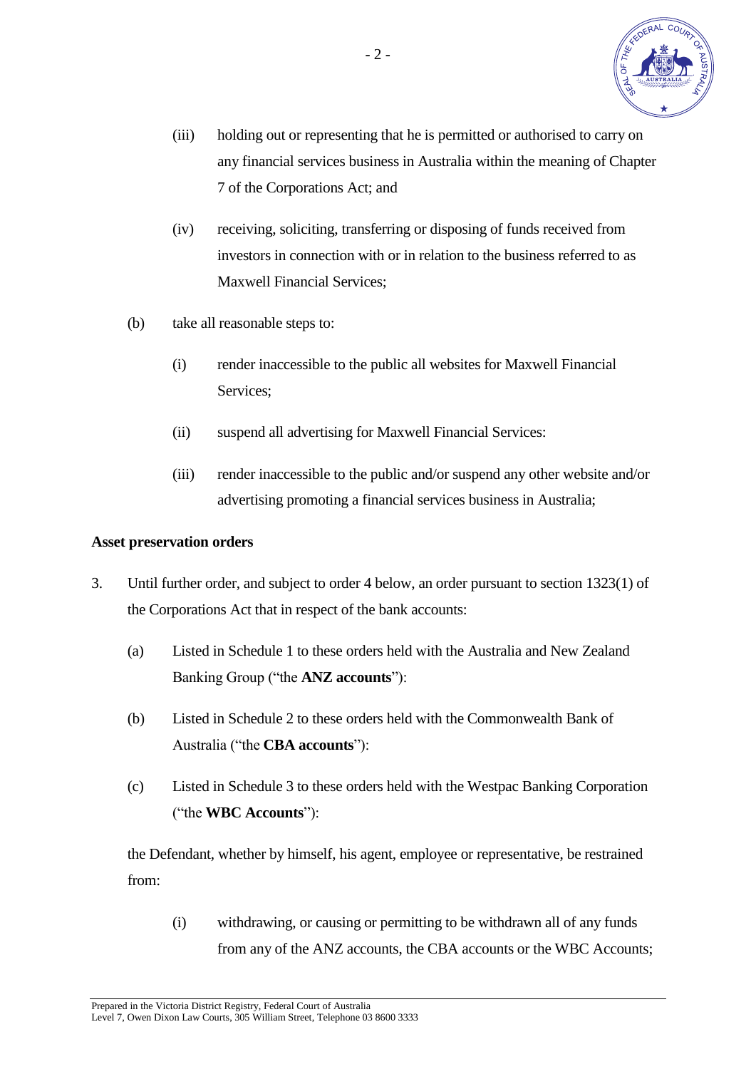(iii) holding out or representing that he is permitted or authorised to carry on any financial services business in Australia within the meaning of Chapter 7 of the Corporations Act; and

(iv) receiving, soliciting, transferring or disposing of funds received from investors in connection with or in relation to the business referred to as Maxwell Financial Services;

(b) take all reasonable steps to:

(i) render inaccessible to the public all websites for Maxwell Financial Services;

(ii) suspend all advertising for Maxwell Financial Services:

(iii) render inaccessible to the public and/or suspend any other website and/or advertising promoting a financial services business in Australia;

**Asset preservation orders**

3. Until further order, and subject to order 4 below, an order pursuant to section 1323(1) of the Corporations Act that in respect of the bank accounts:

(a) Listed in Schedule 1 to these orders held with the Australia and New Zealand Banking Group ("the **ANZ accounts**"):

(b) Listed in Schedule 2 to these orders held with the Commonwealth Bank of Australia ("the **CBA accounts**"):

(c) Listed in Schedule 3 to these orders held with the Westpac Banking Corporation ("the **WBC Accounts**"):

the Defendant, whether by himself, his agent, employee or representative, be restrained from:

(i) withdrawing, or causing or permitting to be withdrawn all of any funds from any of the ANZ accounts, the CBA accounts or the WBC Accounts;

Prepared in the Victoria District Registry, Federal Court of Australia
Level 7, Owen Dixon Law Courts, 305 William Street, Telephone 03 8600 3333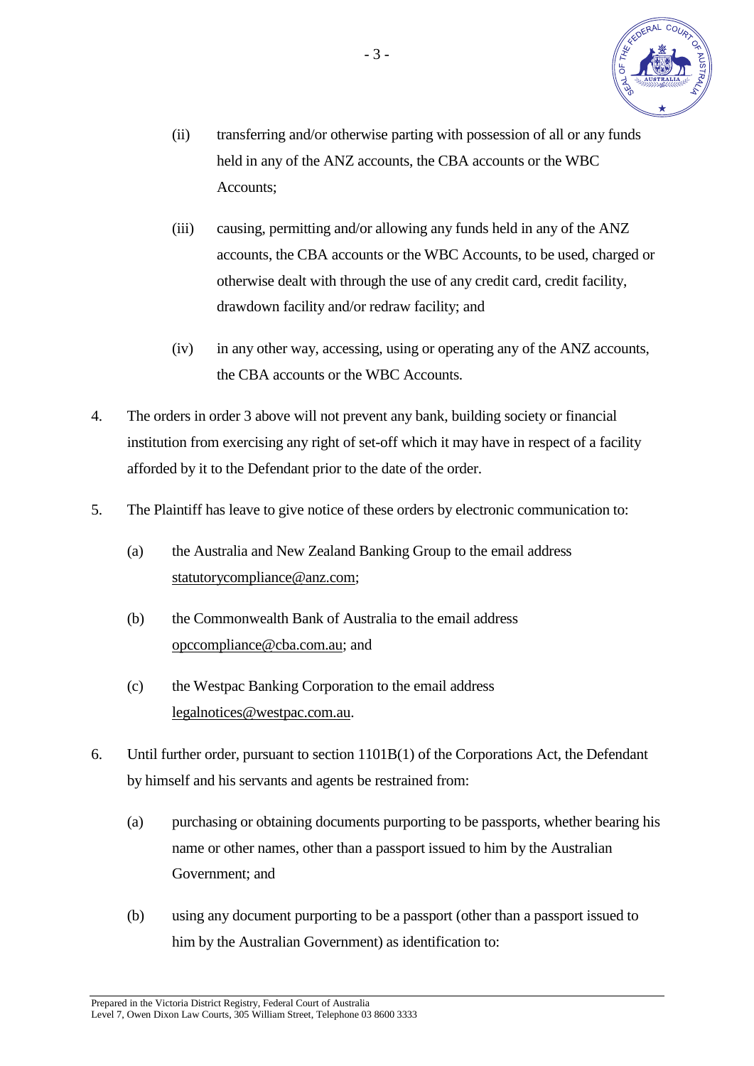(ii) transferring and/or otherwise parting with possession of all or any funds held in any of the ANZ accounts, the CBA accounts or the WBC Accounts;

(iii) causing, permitting and/or allowing any funds held in any of the ANZ accounts, the CBA accounts or the WBC Accounts, to be used, charged or otherwise dealt with through the use of any credit card, credit facility, drawdown facility and/or redraw facility; and

(iv) in any other way, accessing, using or operating any of the ANZ accounts, the CBA accounts or the WBC Accounts.

4. The orders in order 3 above will not prevent any bank, building society or financial institution from exercising any right of set-off which it may have in respect of a facility afforded by it to the Defendant prior to the date of the order.

5. The Plaintiff has leave to give notice of these orders by electronic communication to:

   (a) the Australia and New Zealand Banking Group to the email address statutorycompliance@anz.com;

   (b) the Commonwealth Bank of Australia to the email address opccompliance@cba.com.au; and

   (c) the Westpac Banking Corporation to the email address legalnotices@westpac.com.au.

6. Until further order, pursuant to section 1101B(1) of the Corporations Act, the Defendant by himself and his servants and agents be restrained from:

   (a) purchasing or obtaining documents purporting to be passports, whether bearing his name or other names, other than a passport issued to him by the Australian Government; and

   (b) using any document purporting to be a passport (other than a passport issued to him by the Australian Government) as identification to: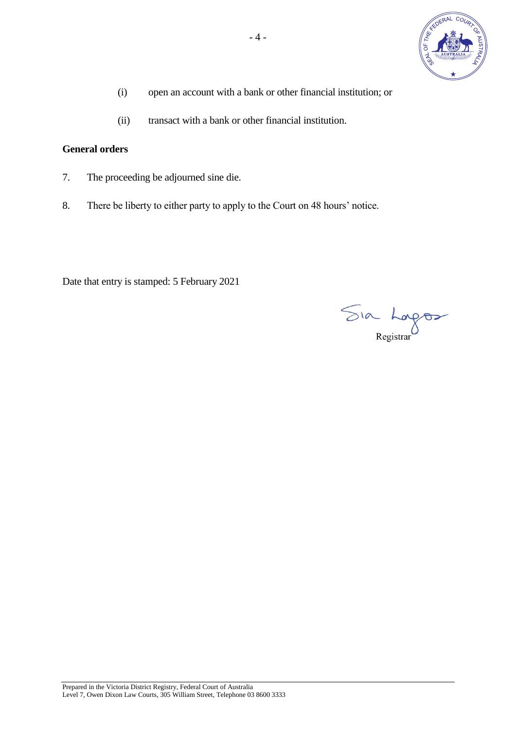(i) open an account with a bank or other financial institution; or

(ii) transact with a bank or other financial institution.

**General orders**

7. The proceeding be adjourned sine die.

8. There be liberty to either party to apply to the Court on 48 hours' notice.

Date that entry is stamped: 5 February 2021

Registrar

Prepared in the Victoria District Registry, Federal Court of Australia
Level 7, Owen Dixon Law Courts, 305 William Street, Telephone 03 8600 3333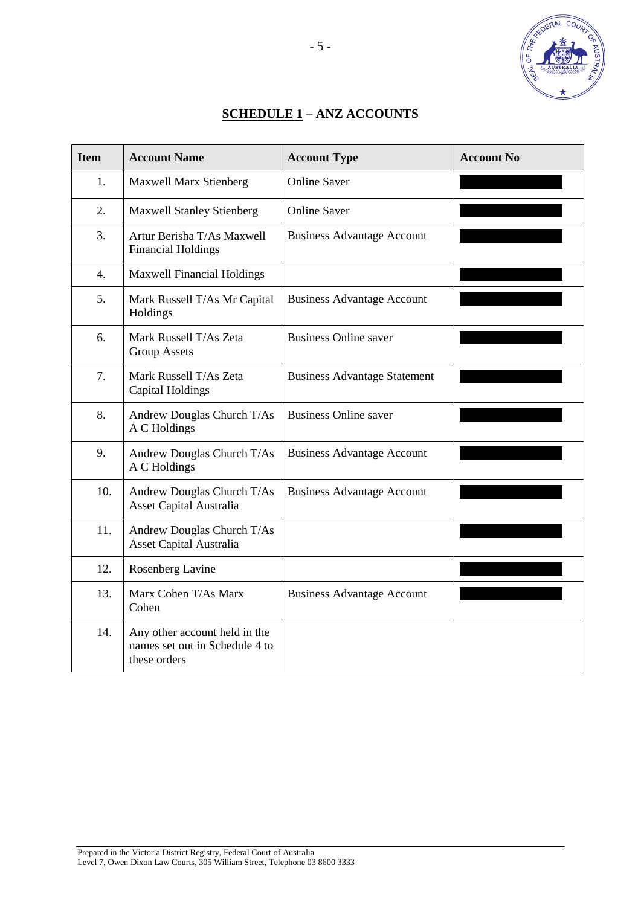## SCHEDULE 1 – ANZ ACCOUNTS

| Item | Account Name | Account Type | Account No |
|---|---|---|---|
| 1. | Maxwell Marx Stienberg | Online Saver | |
| 2. | Maxwell Stanley Stienberg | Online Saver | |
| 3. | Artur Berisha T/As Maxwell Financial Holdings | Business Advantage Account | |
| 4. | Maxwell Financial Holdings | | |
| 5. | Mark Russell T/As Mr Capital Holdings | Business Advantage Account | |
| 6. | Mark Russell T/As Zeta Group Assets | Business Online saver | |
| 7. | Mark Russell T/As Zeta Capital Holdings | Business Advantage Statement | |
| 8. | Andrew Douglas Church T/As A C Holdings | Business Online saver | |
| 9. | Andrew Douglas Church T/As A C Holdings | Business Advantage Account | |
| 10. | Andrew Douglas Church T/As Asset Capital Australia | Business Advantage Account | |
| 11. | Andrew Douglas Church T/As Asset Capital Australia | | |
| 12. | Rosenberg Lavine | | |
| 13. | Marx Cohen T/As Marx Cohen | Business Advantage Account | |
| 14. | Any other account held in the names set out in Schedule 4 to these orders | | |

Prepared in the Victoria District Registry, Federal Court of Australia
Level 7, Owen Dixon Law Courts, 305 William Street, Telephone 03 8600 3333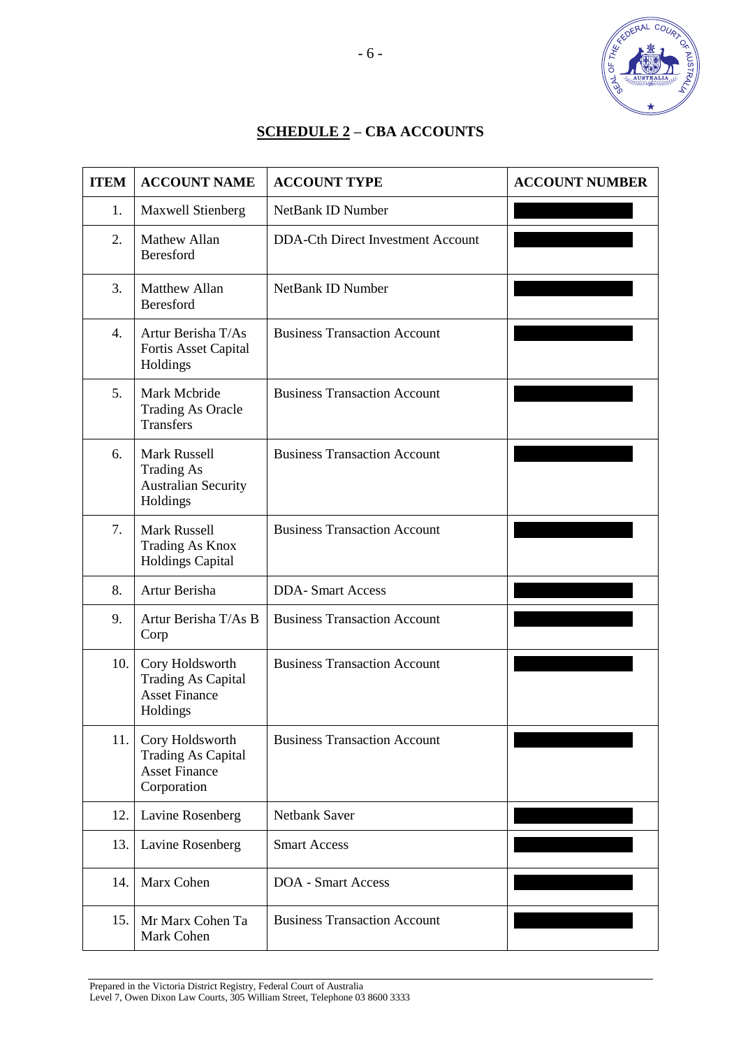## SCHEDULE 2 – CBA ACCOUNTS

| ITEM | ACCOUNT NAME | ACCOUNT TYPE | ACCOUNT NUMBER |
|---|---|---|---|
| 1. | Maxwell Stienberg | NetBank ID Number | |
| 2. | Mathew Allan Beresford | DDA-Cth Direct Investment Account | |
| 3. | Matthew Allan Beresford | NetBank ID Number | |
| 4. | Artur Berisha T/As Fortis Asset Capital Holdings | Business Transaction Account | |
| 5. | Mark Mcbride Trading As Oracle Transfers | Business Transaction Account | |
| 6. | Mark Russell Trading As Australian Security Holdings | Business Transaction Account | |
| 7. | Mark Russell Trading As Knox Holdings Capital | Business Transaction Account | |
| 8. | Artur Berisha | DDA- Smart Access | |
| 9. | Artur Berisha T/As B Corp | Business Transaction Account | |
| 10. | Cory Holdsworth Trading As Capital Asset Finance Holdings | Business Transaction Account | |
| 11. | Cory Holdsworth Trading As Capital Asset Finance Corporation | Business Transaction Account | |
| 12. | Lavine Rosenberg | Netbank Saver | |
| 13. | Lavine Rosenberg | Smart Access | |
| 14. | Marx Cohen | DOA - Smart Access | |
| 15. | Mr Marx Cohen Ta Mark Cohen | Business Transaction Account | |

Prepared in the Victoria District Registry, Federal Court of Australia
Level 7, Owen Dixon Law Courts, 305 William Street, Telephone 03 8600 3333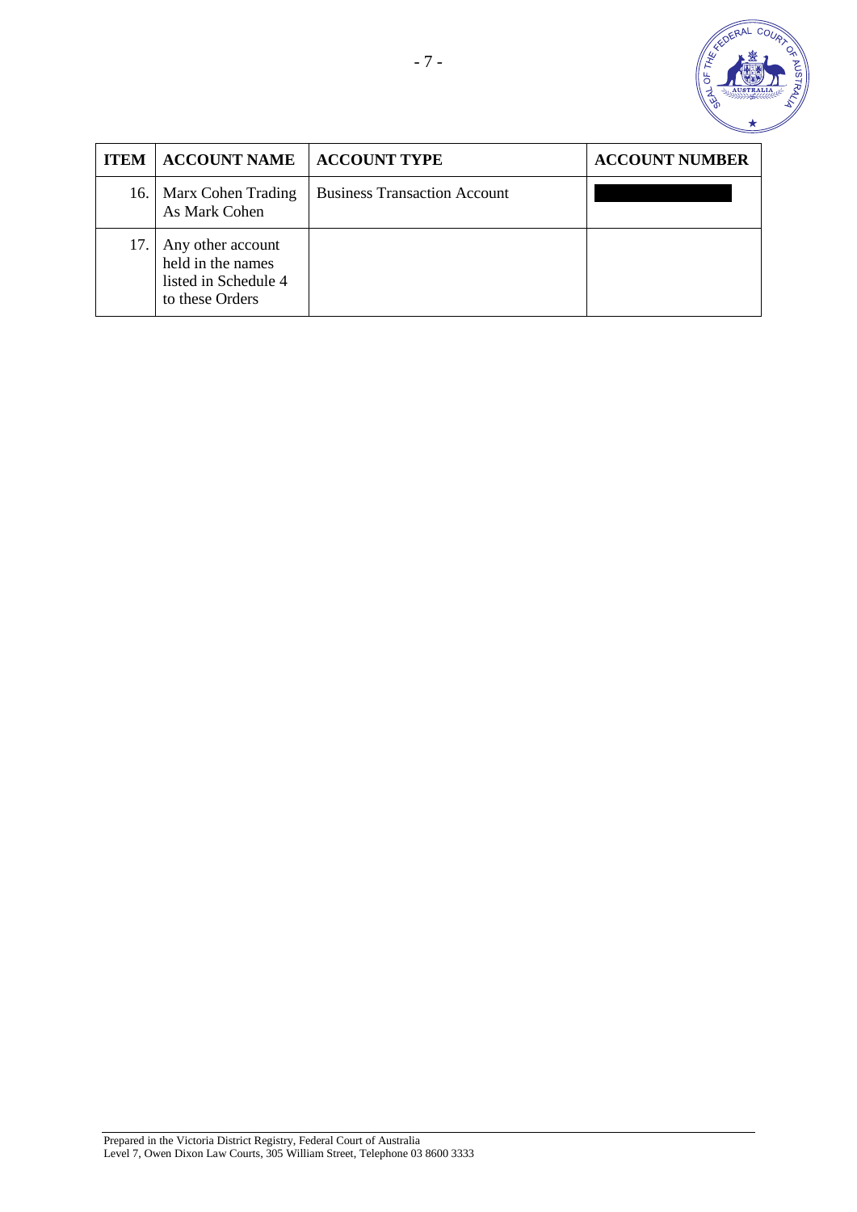| ITEM | ACCOUNT NAME | ACCOUNT TYPE | ACCOUNT NUMBER |
|---|---|---|---|
| 16. | Marx Cohen Trading As Mark Cohen | Business Transaction Account | |
| 17. | Any other account held in the names listed in Schedule 4 to these Orders | | |

Prepared in the Victoria District Registry, Federal Court of Australia
Level 7, Owen Dixon Law Courts, 305 William Street, Telephone 03 8600 3333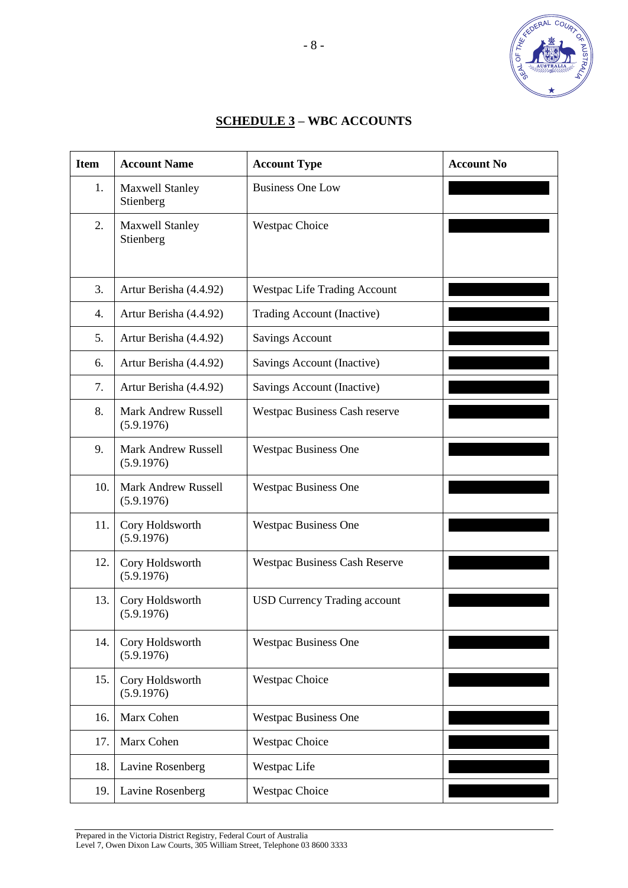## SCHEDULE 3 – WBC ACCOUNTS

| Item | Account Name | Account Type | Account No |
|---|---|---|---|
| 1. | Maxwell Stanley Stienberg | Business One Low | |
| 2. | Maxwell Stanley Stienberg | Westpac Choice | |
| 3. | Artur Berisha (4.4.92) | Westpac Life Trading Account | |
| 4. | Artur Berisha (4.4.92) | Trading Account (Inactive) | |
| 5. | Artur Berisha (4.4.92) | Savings Account | |
| 6. | Artur Berisha (4.4.92) | Savings Account (Inactive) | |
| 7. | Artur Berisha (4.4.92) | Savings Account (Inactive) | |
| 8. | Mark Andrew Russell (5.9.1976) | Westpac Business Cash reserve | |
| 9. | Mark Andrew Russell (5.9.1976) | Westpac Business One | |
| 10. | Mark Andrew Russell (5.9.1976) | Westpac Business One | |
| 11. | Cory Holdsworth (5.9.1976) | Westpac Business One | |
| 12. | Cory Holdsworth (5.9.1976) | Westpac Business Cash Reserve | |
| 13. | Cory Holdsworth (5.9.1976) | USD Currency Trading account | |
| 14. | Cory Holdsworth (5.9.1976) | Westpac Business One | |
| 15. | Cory Holdsworth (5.9.1976) | Westpac Choice | |
| 16. | Marx Cohen | Westpac Business One | |
| 17. | Marx Cohen | Westpac Choice | |
| 18. | Lavine Rosenberg | Westpac Life | |
| 19. | Lavine Rosenberg | Westpac Choice | |

Prepared in the Victoria District Registry, Federal Court of Australia
Level 7, Owen Dixon Law Courts, 305 William Street, Telephone 03 8600 3333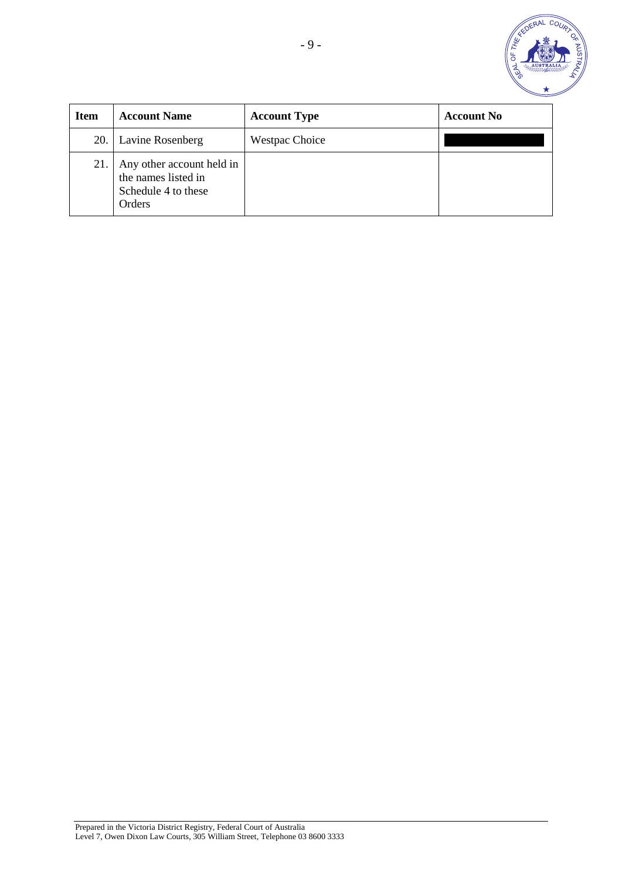| Item | Account Name | Account Type | Account No |
|---|---|---|---|
| 20. | Lavine Rosenberg | Westpac Choice | |
| 21. | Any other account held in the names listed in Schedule 4 to these Orders | | |

Prepared in the Victoria District Registry, Federal Court of Australia
Level 7, Owen Dixon Law Courts, 305 William Street, Telephone 03 8600 3333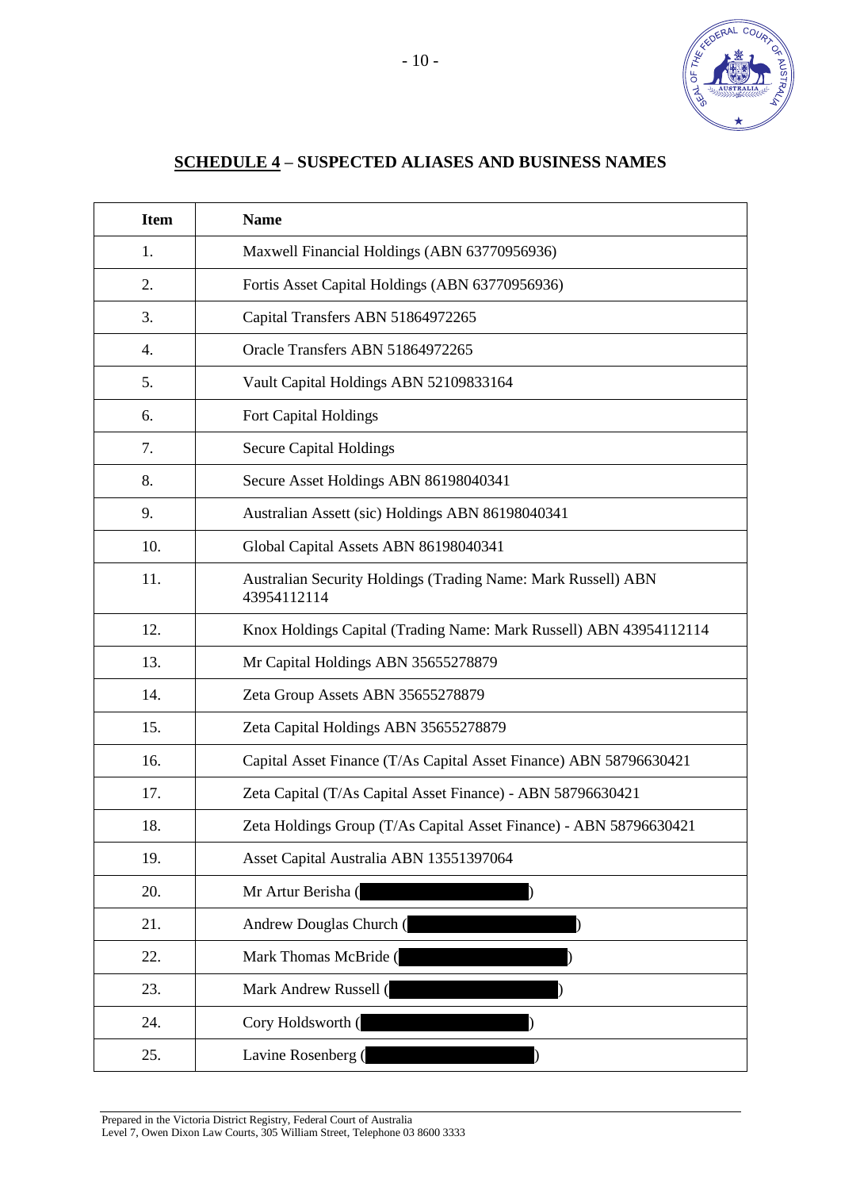## SCHEDULE 4 – SUSPECTED ALIASES AND BUSINESS NAMES

| Item | Name |
|---|---|
| 1. | Maxwell Financial Holdings (ABN 63770956936) |
| 2. | Fortis Asset Capital Holdings (ABN 63770956936) |
| 3. | Capital Transfers ABN 51864972265 |
| 4. | Oracle Transfers ABN 51864972265 |
| 5. | Vault Capital Holdings ABN 52109833164 |
| 6. | Fort Capital Holdings |
| 7. | Secure Capital Holdings |
| 8. | Secure Asset Holdings ABN 86198040341 |
| 9. | Australian Assett (sic) Holdings ABN 86198040341 |
| 10. | Global Capital Assets ABN 86198040341 |
| 11. | Australian Security Holdings (Trading Name: Mark Russell) ABN 43954112114 |
| 12. | Knox Holdings Capital (Trading Name: Mark Russell) ABN 43954112114 |
| 13. | Mr Capital Holdings ABN 35655278879 |
| 14. | Zeta Group Assets ABN 35655278879 |
| 15. | Zeta Capital Holdings ABN 35655278879 |
| 16. | Capital Asset Finance (T/As Capital Asset Finance) ABN 58796630421 |
| 17. | Zeta Capital (T/As Capital Asset Finance) - ABN 58796630421 |
| 18. | Zeta Holdings Group (T/As Capital Asset Finance) - ABN 58796630421 |
| 19. | Asset Capital Australia ABN 13551397064 |
| 20. | Mr Artur Berisha ( ) |
| 21. | Andrew Douglas Church ( ) |
| 22. | Mark Thomas McBride ( ) |
| 23. | Mark Andrew Russell ( ) |
| 24. | Cory Holdsworth ( ) |
| 25. | Lavine Rosenberg ( ) |

Prepared in the Victoria District Registry, Federal Court of Australia
Level 7, Owen Dixon Law Courts, 305 William Street, Telephone 03 8600 3333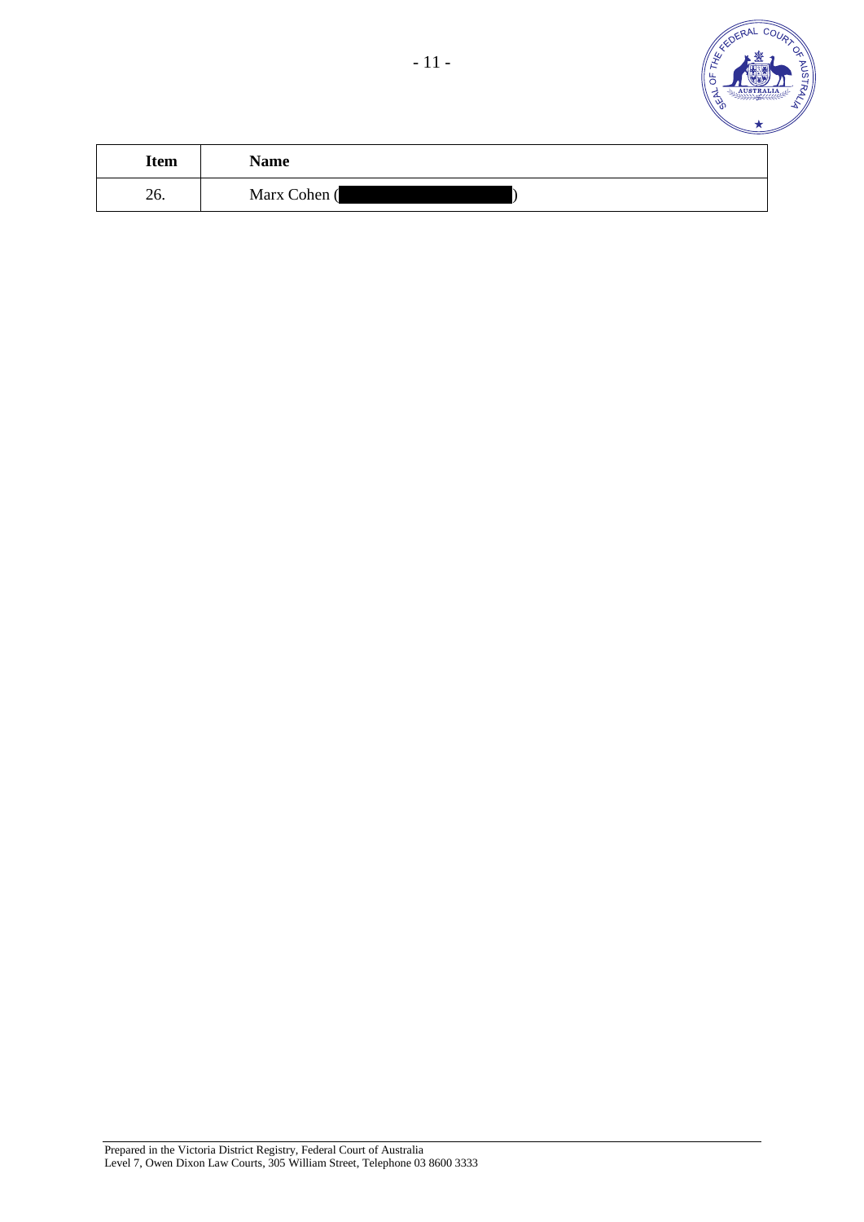| Item | Name |
| --- | --- |
| 26. | Marx Cohen ( ) |